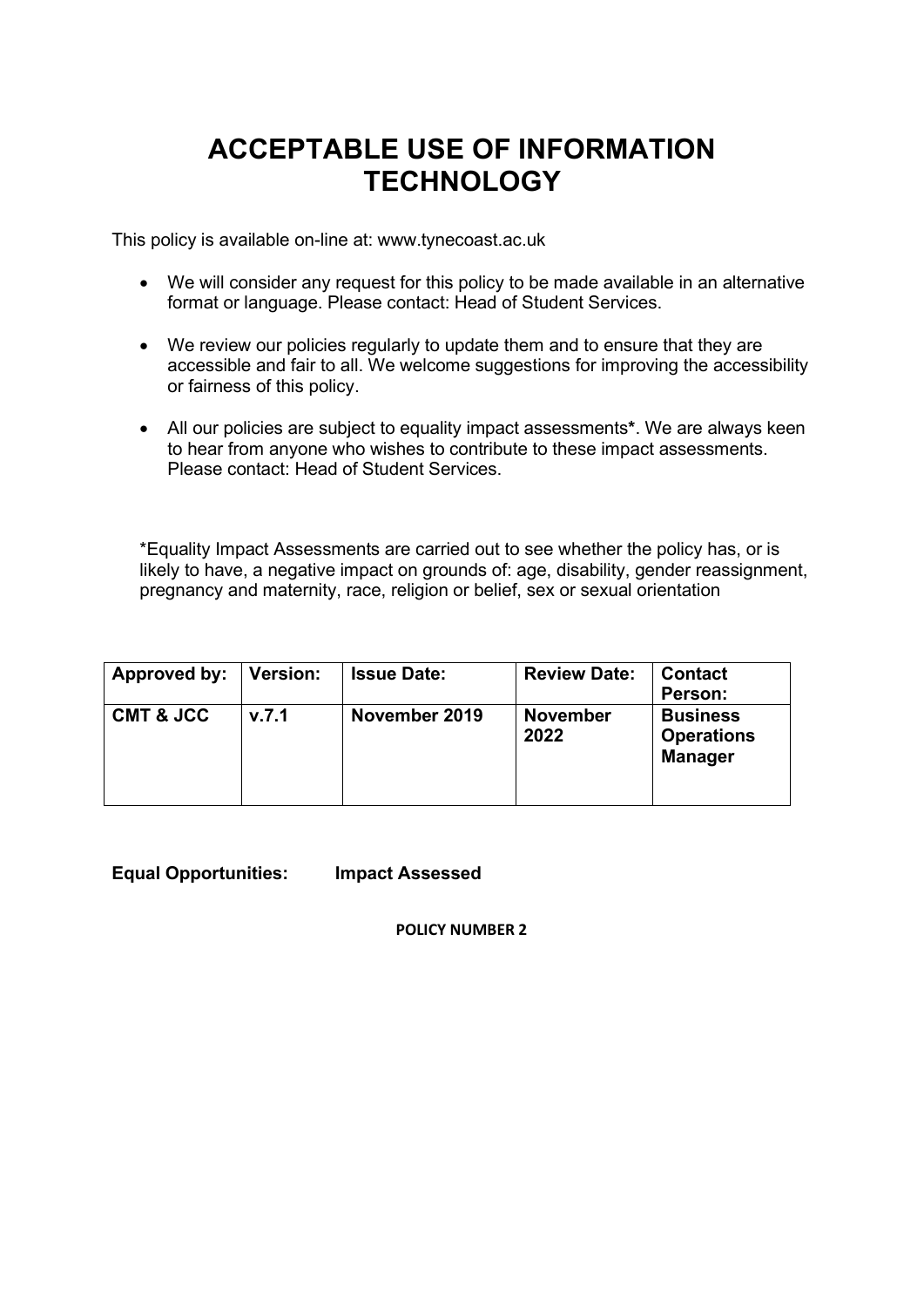# ACCEPTABLE USE OF INFORMATION TECHNOLOGY

This policy is available on-line at: www.tynecoast.ac.uk

- We will consider any request for this policy to be made available in an alternative format or language. Please contact: Head of Student Services.
- We review our policies regularly to update them and to ensure that they are accessible and fair to all. We welcome suggestions for improving the accessibility or fairness of this policy.
- All our policies are subject to equality impact assessments**\***. We are always keen to hear from anyone who wishes to contribute to these impact assessments. Please contact: Head of Student Services.

*Equality Impact Assessments are carried out to see whether the policy has, or is likely to have, a negative impact on grounds of: age, disability, gender reassignment, pregnancy and maternity, race, religion or belief, sex or sexual orientation

| Approved by: | Version: | Issue Date: | Review Date: | Contact Person: |
|---|---|---|---|---|
| **CMT & JCC** | **v.7.1** | **November 2019** | **November 2022** | **Business Operations Manager** |

**Equal Opportunities:** **Impact Assessed**

**POLICY NUMBER 2**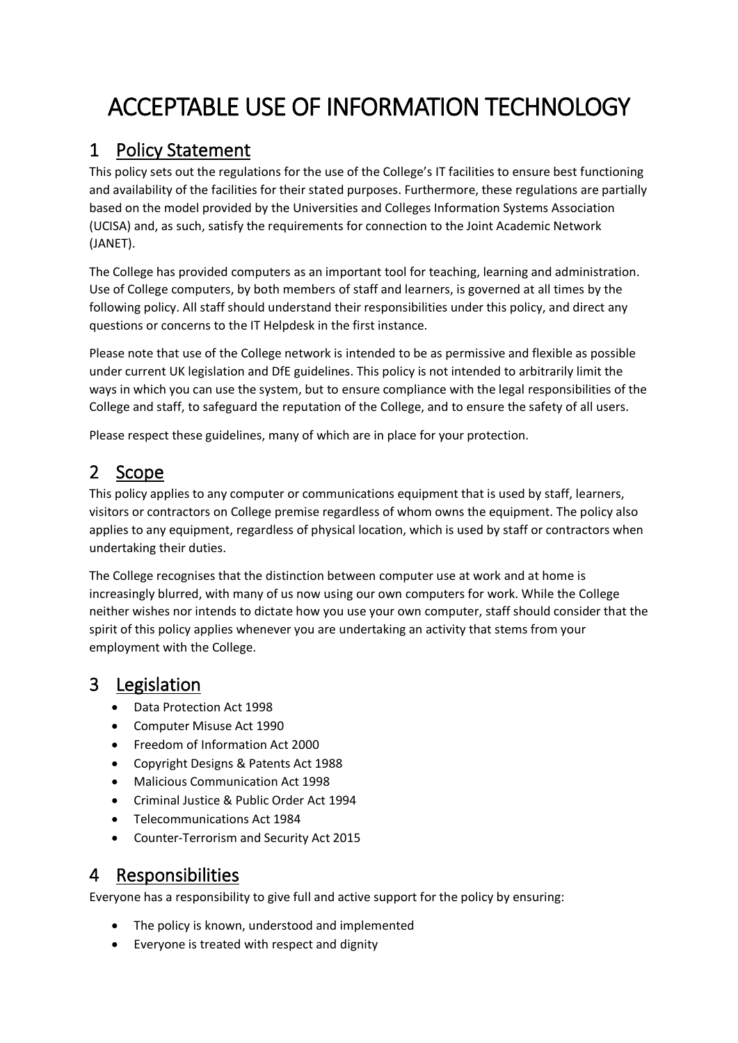# ACCEPTABLE USE OF INFORMATION TECHNOLOGY

## 1 Policy Statement

This policy sets out the regulations for the use of the College's IT facilities to ensure best functioning and availability of the facilities for their stated purposes. Furthermore, these regulations are partially based on the model provided by the Universities and Colleges Information Systems Association (UCISA) and, as such, satisfy the requirements for connection to the Joint Academic Network (JANET).

The College has provided computers as an important tool for teaching, learning and administration. Use of College computers, by both members of staff and learners, is governed at all times by the following policy. All staff should understand their responsibilities under this policy, and direct any questions or concerns to the IT Helpdesk in the first instance.

Please note that use of the College network is intended to be as permissive and flexible as possible under current UK legislation and DfE guidelines. This policy is not intended to arbitrarily limit the ways in which you can use the system, but to ensure compliance with the legal responsibilities of the College and staff, to safeguard the reputation of the College, and to ensure the safety of all users.

Please respect these guidelines, many of which are in place for your protection.

## 2 Scope

This policy applies to any computer or communications equipment that is used by staff, learners, visitors or contractors on College premise regardless of whom owns the equipment. The policy also applies to any equipment, regardless of physical location, which is used by staff or contractors when undertaking their duties.

The College recognises that the distinction between computer use at work and at home is increasingly blurred, with many of us now using our own computers for work. While the College neither wishes nor intends to dictate how you use your own computer, staff should consider that the spirit of this policy applies whenever you are undertaking an activity that stems from your employment with the College.

## 3 Legislation

- Data Protection Act 1998
- Computer Misuse Act 1990
- Freedom of Information Act 2000
- Copyright Designs & Patents Act 1988
- Malicious Communication Act 1998
- Criminal Justice & Public Order Act 1994
- Telecommunications Act 1984
- Counter-Terrorism and Security Act 2015

## 4 Responsibilities

Everyone has a responsibility to give full and active support for the policy by ensuring:

- The policy is known, understood and implemented
- Everyone is treated with respect and dignity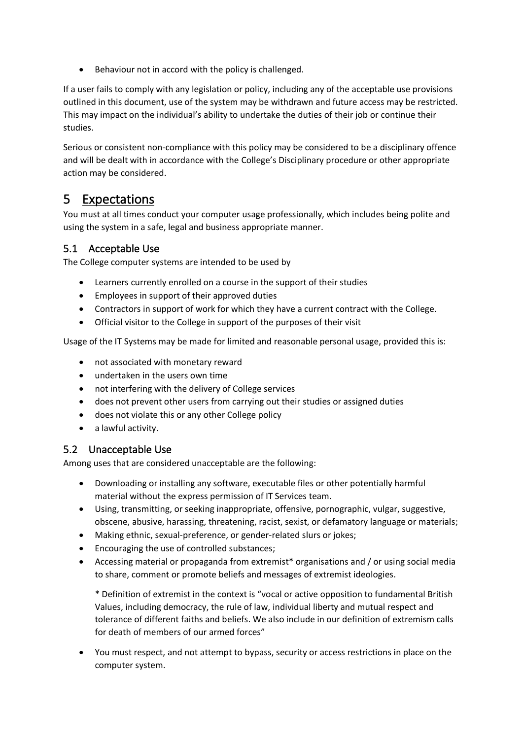- Behaviour not in accord with the policy is challenged.

If a user fails to comply with any legislation or policy, including any of the acceptable use provisions outlined in this document, use of the system may be withdrawn and future access may be restricted. This may impact on the individual's ability to undertake the duties of their job or continue their studies.

Serious or consistent non-compliance with this policy may be considered to be a disciplinary offence and will be dealt with in accordance with the College's Disciplinary procedure or other appropriate action may be considered.

# 5 Expectations

You must at all times conduct your computer usage professionally, which includes being polite and using the system in a safe, legal and business appropriate manner.

## 5.1 Acceptable Use

The College computer systems are intended to be used by

- Learners currently enrolled on a course in the support of their studies
- Employees in support of their approved duties
- Contractors in support of work for which they have a current contract with the College.
- Official visitor to the College in support of the purposes of their visit

Usage of the IT Systems may be made for limited and reasonable personal usage, provided this is:

- not associated with monetary reward
- undertaken in the users own time
- not interfering with the delivery of College services
- does not prevent other users from carrying out their studies or assigned duties
- does not violate this or any other College policy
- a lawful activity.

## 5.2 Unacceptable Use

Among uses that are considered unacceptable are the following:

- Downloading or installing any software, executable files or other potentially harmful material without the express permission of IT Services team.
- Using, transmitting, or seeking inappropriate, offensive, pornographic, vulgar, suggestive, obscene, abusive, harassing, threatening, racist, sexist, or defamatory language or materials;
- Making ethnic, sexual-preference, or gender-related slurs or jokes;
- Encouraging the use of controlled substances;
- Accessing material or propaganda from extremist* organisations and / or using social media to share, comment or promote beliefs and messages of extremist ideologies.

  * Definition of extremist in the context is "vocal or active opposition to fundamental British Values, including democracy, the rule of law, individual liberty and mutual respect and tolerance of different faiths and beliefs. We also include in our definition of extremism calls for death of members of our armed forces"

- You must respect, and not attempt to bypass, security or access restrictions in place on the computer system.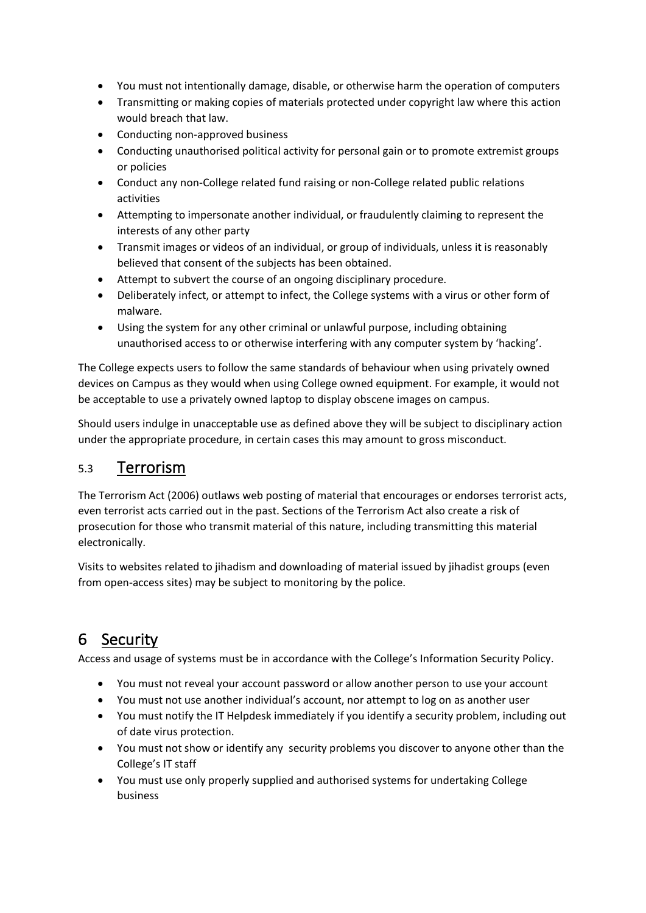- You must not intentionally damage, disable, or otherwise harm the operation of computers
- Transmitting or making copies of materials protected under copyright law where this action would breach that law.
- Conducting non-approved business
- Conducting unauthorised political activity for personal gain or to promote extremist groups or policies
- Conduct any non-College related fund raising or non-College related public relations activities
- Attempting to impersonate another individual, or fraudulently claiming to represent the interests of any other party
- Transmit images or videos of an individual, or group of individuals, unless it is reasonably believed that consent of the subjects has been obtained.
- Attempt to subvert the course of an ongoing disciplinary procedure.
- Deliberately infect, or attempt to infect, the College systems with a virus or other form of malware.
- Using the system for any other criminal or unlawful purpose, including obtaining unauthorised access to or otherwise interfering with any computer system by 'hacking'.

The College expects users to follow the same standards of behaviour when using privately owned devices on Campus as they would when using College owned equipment. For example, it would not be acceptable to use a privately owned laptop to display obscene images on campus.

Should users indulge in unacceptable use as defined above they will be subject to disciplinary action under the appropriate procedure, in certain cases this may amount to gross misconduct.

### 5.3 Terrorism

The Terrorism Act (2006) outlaws web posting of material that encourages or endorses terrorist acts, even terrorist acts carried out in the past. Sections of the Terrorism Act also create a risk of prosecution for those who transmit material of this nature, including transmitting this material electronically.

Visits to websites related to jihadism and downloading of material issued by jihadist groups (even from open-access sites) may be subject to monitoring by the police.

## 6 Security

Access and usage of systems must be in accordance with the College's Information Security Policy.

- You must not reveal your account password or allow another person to use your account
- You must not use another individual's account, nor attempt to log on as another user
- You must notify the IT Helpdesk immediately if you identify a security problem, including out of date virus protection.
- You must not show or identify any security problems you discover to anyone other than the College's IT staff
- You must use only properly supplied and authorised systems for undertaking College business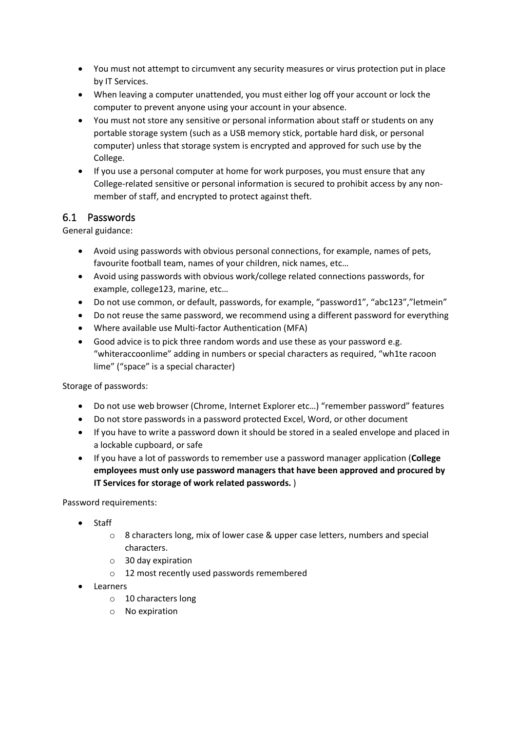- You must not attempt to circumvent any security measures or virus protection put in place by IT Services.
- When leaving a computer unattended, you must either log off your account or lock the computer to prevent anyone using your account in your absence.
- You must not store any sensitive or personal information about staff or students on any portable storage system (such as a USB memory stick, portable hard disk, or personal computer) unless that storage system is encrypted and approved for such use by the College.
- If you use a personal computer at home for work purposes, you must ensure that any College-related sensitive or personal information is secured to prohibit access by any non-member of staff, and encrypted to protect against theft.

## 6.1 Passwords

General guidance:

- Avoid using passwords with obvious personal connections, for example, names of pets, favourite football team, names of your children, nick names, etc…
- Avoid using passwords with obvious work/college related connections passwords, for example, college123, marine, etc…
- Do not use common, or default, passwords, for example, "password1", "abc123","letmein"
- Do not reuse the same password, we recommend using a different password for everything
- Where available use Multi-factor Authentication (MFA)
- Good advice is to pick three random words and use these as your password e.g. "whiteraccoonlime" adding in numbers or special characters as required, "wh1te racoon lime" ("space" is a special character)

Storage of passwords:

- Do not use web browser (Chrome, Internet Explorer etc…) "remember password" features
- Do not store passwords in a password protected Excel, Word, or other document
- If you have to write a password down it should be stored in a sealed envelope and placed in a lockable cupboard, or safe
- If you have a lot of passwords to remember use a password manager application (**College employees must only use password managers that have been approved and procured by IT Services for storage of work related passwords.** )

Password requirements:

- Staff
  - 8 characters long, mix of lower case & upper case letters, numbers and special characters.
  - 30 day expiration
  - 12 most recently used passwords remembered
- Learners
  - 10 characters long
  - No expiration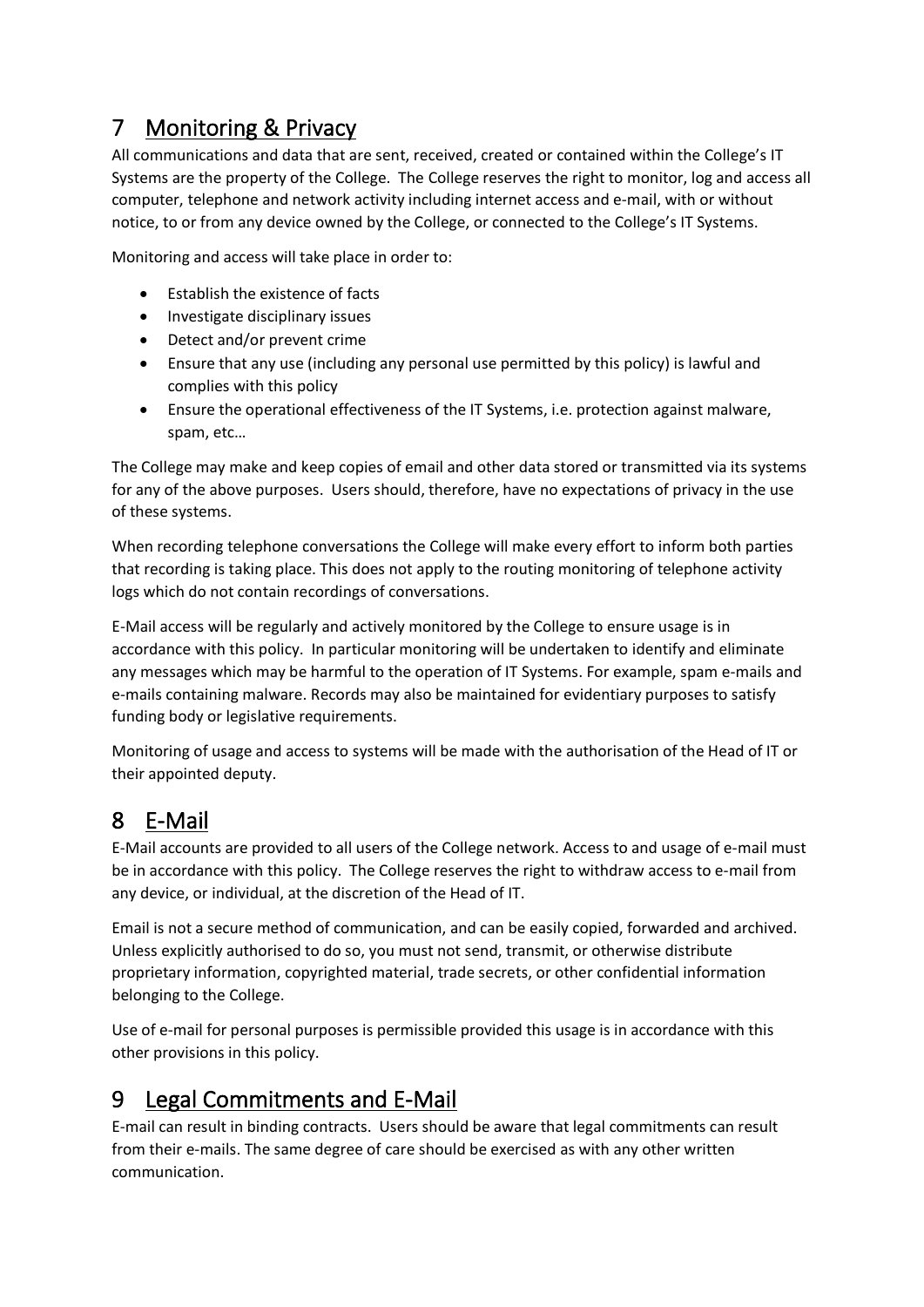## 7 Monitoring & Privacy

All communications and data that are sent, received, created or contained within the College's IT Systems are the property of the College. The College reserves the right to monitor, log and access all computer, telephone and network activity including internet access and e-mail, with or without notice, to or from any device owned by the College, or connected to the College's IT Systems.

Monitoring and access will take place in order to:

- Establish the existence of facts
- Investigate disciplinary issues
- Detect and/or prevent crime
- Ensure that any use (including any personal use permitted by this policy) is lawful and complies with this policy
- Ensure the operational effectiveness of the IT Systems, i.e. protection against malware, spam, etc…

The College may make and keep copies of email and other data stored or transmitted via its systems for any of the above purposes. Users should, therefore, have no expectations of privacy in the use of these systems.

When recording telephone conversations the College will make every effort to inform both parties that recording is taking place. This does not apply to the routing monitoring of telephone activity logs which do not contain recordings of conversations.

E-Mail access will be regularly and actively monitored by the College to ensure usage is in accordance with this policy. In particular monitoring will be undertaken to identify and eliminate any messages which may be harmful to the operation of IT Systems. For example, spam e-mails and e-mails containing malware. Records may also be maintained for evidentiary purposes to satisfy funding body or legislative requirements.

Monitoring of usage and access to systems will be made with the authorisation of the Head of IT or their appointed deputy.

## 8 E-Mail

E-Mail accounts are provided to all users of the College network. Access to and usage of e-mail must be in accordance with this policy. The College reserves the right to withdraw access to e-mail from any device, or individual, at the discretion of the Head of IT.

Email is not a secure method of communication, and can be easily copied, forwarded and archived. Unless explicitly authorised to do so, you must not send, transmit, or otherwise distribute proprietary information, copyrighted material, trade secrets, or other confidential information belonging to the College.

Use of e-mail for personal purposes is permissible provided this usage is in accordance with this other provisions in this policy.

## 9 Legal Commitments and E-Mail

E-mail can result in binding contracts. Users should be aware that legal commitments can result from their e-mails. The same degree of care should be exercised as with any other written communication.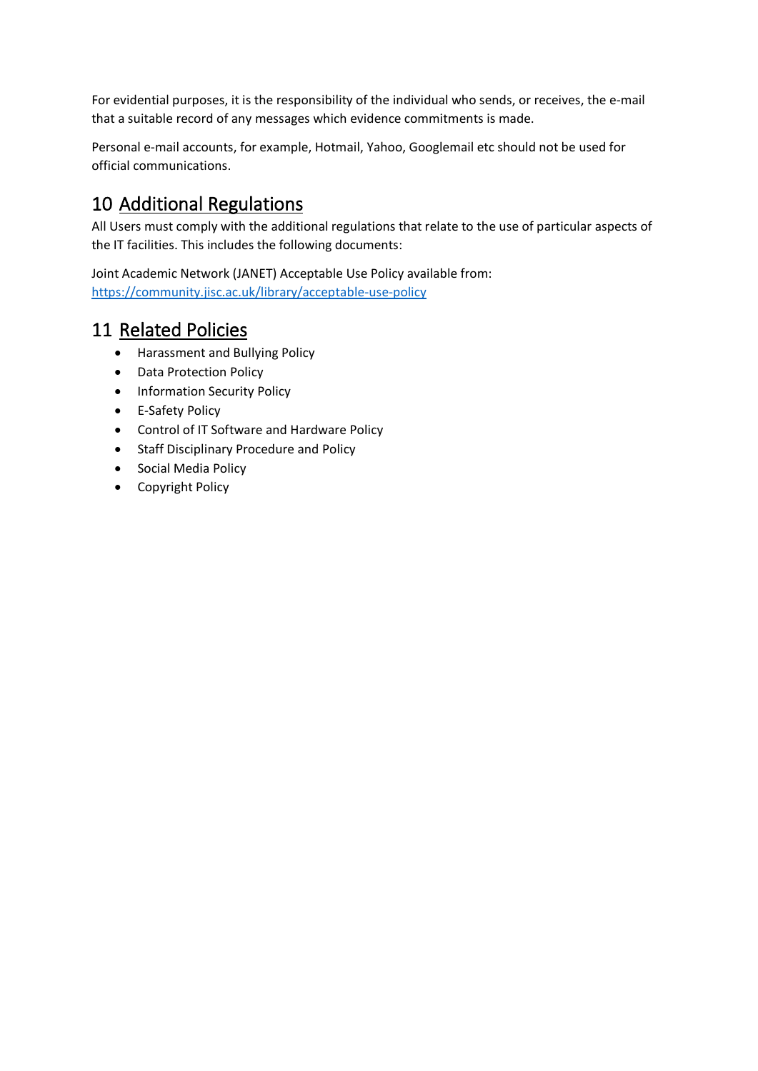For evidential purposes, it is the responsibility of the individual who sends, or receives, the e-mail that a suitable record of any messages which evidence commitments is made.

Personal e-mail accounts, for example, Hotmail, Yahoo, Googlemail etc should not be used for official communications.

## 10 Additional Regulations

All Users must comply with the additional regulations that relate to the use of particular aspects of the IT facilities. This includes the following documents:

Joint Academic Network (JANET) Acceptable Use Policy available from: [https://community.jisc.ac.uk/library/acceptable-use-policy](https://community.jisc.ac.uk/library/acceptable-use-policy)

## 11 Related Policies

- Harassment and Bullying Policy
- Data Protection Policy
- Information Security Policy
- E-Safety Policy
- Control of IT Software and Hardware Policy
- Staff Disciplinary Procedure and Policy
- Social Media Policy
- Copyright Policy